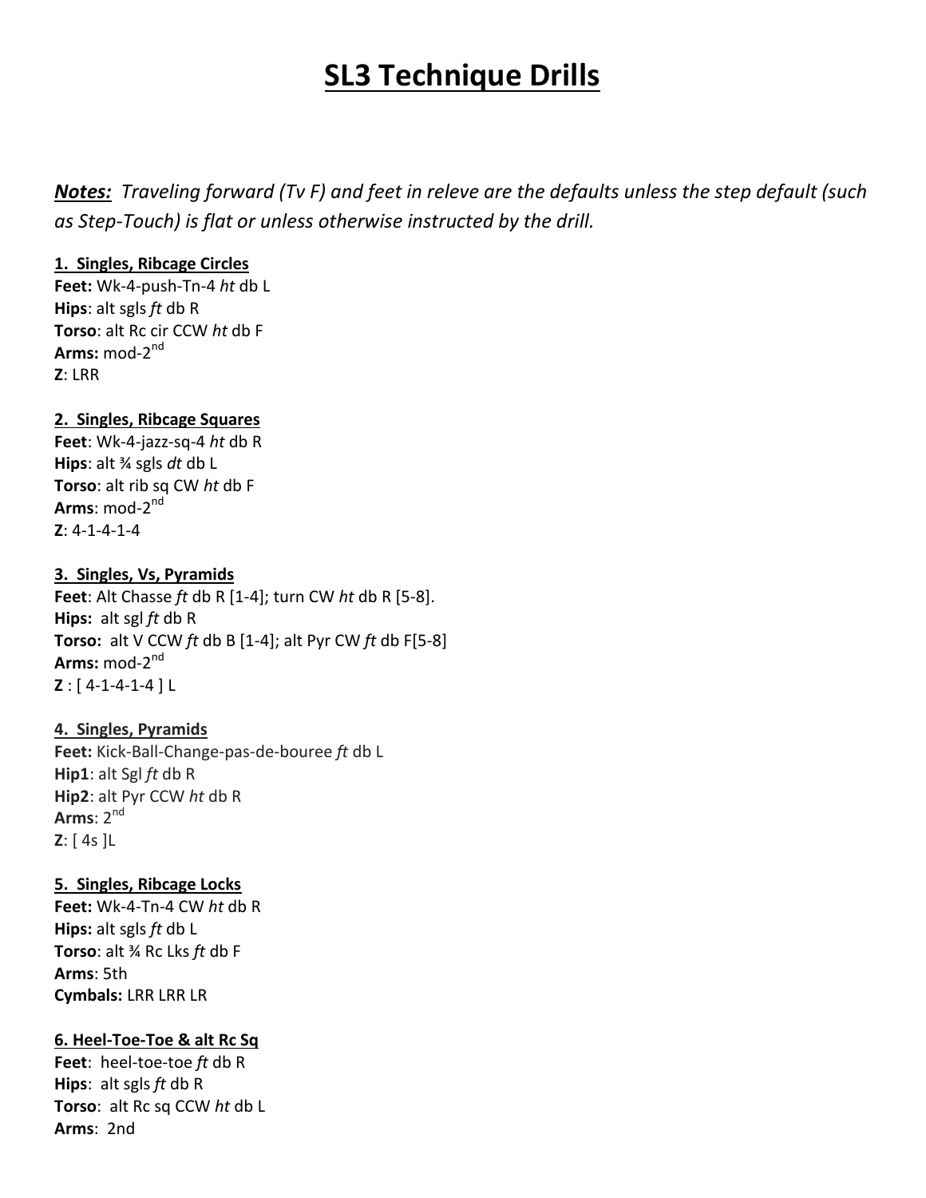# SL3 Technique Drills

***Notes:*** *Traveling forward (Tv F) and feet in releve are the defaults unless the step default (such as Step-Touch) is flat or unless otherwise instructed by the drill.*

**1. Singles, Ribcage Circles**
**Feet:** Wk-4-push-Tn-4 *ht* db L
**Hips**: alt sgls *ft* db R
**Torso**: alt Rc cir CCW *ht* db F
**Arms:** mod-2nd
**Z**: LRR

**2. Singles, Ribcage Squares**
**Feet**: Wk-4-jazz-sq-4 *ht* db R
**Hips**: alt ¾ sgls *dt* db L
**Torso**: alt rib sq CW *ht* db F
**Arms**: mod-2nd
**Z**: 4-1-4-1-4

**3. Singles, Vs, Pyramids**
**Feet**: Alt Chasse *ft* db R [1-4]; turn CW *ht* db R [5-8].
**Hips:** alt sgl *ft* db R
**Torso:** alt V CCW *ft* db B [1-4]; alt Pyr CW *ft* db F[5-8]
**Arms:** mod-2nd
**Z** : [ 4-1-4-1-4 ] L

**4. Singles, Pyramids**
**Feet:** Kick-Ball-Change-pas-de-bouree *ft* db L
**Hip1**: alt Sgl *ft* db R
**Hip2**: alt Pyr CCW *ht* db R
**Arms**: 2nd
**Z**: [ 4s ]L

**5. Singles, Ribcage Locks**
**Feet:** Wk-4-Tn-4 CW *ht* db R
**Hips:** alt sgls *ft* db L
**Torso**: alt ¾ Rc Lks *ft* db F
**Arms**: 5th
**Cymbals:** LRR LRR LR

**6. Heel-Toe-Toe & alt Rc Sq**
**Feet**: heel-toe-toe *ft* db R
**Hips**: alt sgls *ft* db R
**Torso**: alt Rc sq CCW *ht* db L
**Arms**: 2nd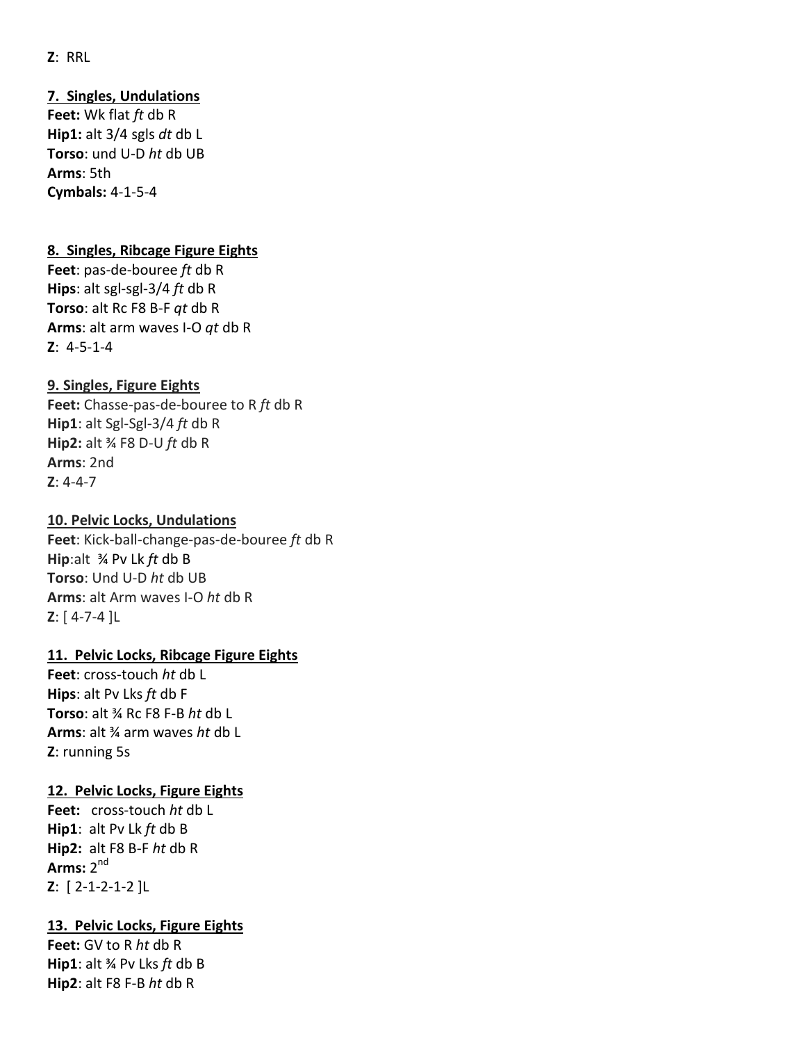**Z**:  RRL

**7.  Singles, Undulations**
**Feet:** Wk flat *ft* db R
**Hip1:** alt 3/4 sgls *dt* db L
**Torso**: und U-D *ht* db UB
**Arms**: 5th
**Cymbals:** 4-1-5-4

**8.  Singles, Ribcage Figure Eights**
**Feet**: pas-de-bouree *ft* db R
**Hips**: alt sgl-sgl-3/4 *ft* db R
**Torso**: alt Rc F8 B-F *qt* db R
**Arms**: alt arm waves I-O *qt* db R
**Z**:  4-5-1-4

**9. Singles, Figure Eights**
**Feet:** Chasse-pas-de-bouree to R *ft* db R
**Hip1**: alt Sgl-Sgl-3/4 *ft* db R
**Hip2:** alt ¾ F8 D-U *ft* db R
**Arms**: 2nd
**Z**: 4-4-7

**10. Pelvic Locks, Undulations**
**Feet**: Kick-ball-change-pas-de-bouree *ft* db R
**Hip**:alt  ¾ Pv Lk *ft* db B
**Torso**: Und U-D *ht* db UB
**Arms**: alt Arm waves I-O *ht* db R
**Z**: [ 4-7-4 ]L

**11.  Pelvic Locks, Ribcage Figure Eights**
**Feet**: cross-touch *ht* db L
**Hips**: alt Pv Lks *ft* db F
**Torso**: alt ¾ Rc F8 F-B *ht* db L
**Arms**: alt ¾ arm waves *ht* db L
**Z**: running 5s

**12.  Pelvic Locks, Figure Eights**
**Feet:**   cross-touch *ht* db L
**Hip1**:  alt Pv Lk *ft* db B
**Hip2:**  alt F8 B-F *ht* db R
**Arms:** 2nd
**Z**:  [ 2-1-2-1-2 ]L

**13.  Pelvic Locks, Figure Eights**
**Feet:** GV to R *ht* db R
**Hip1**: alt ¾ Pv Lks *ft* db B
**Hip2**: alt F8 F-B *ht* db R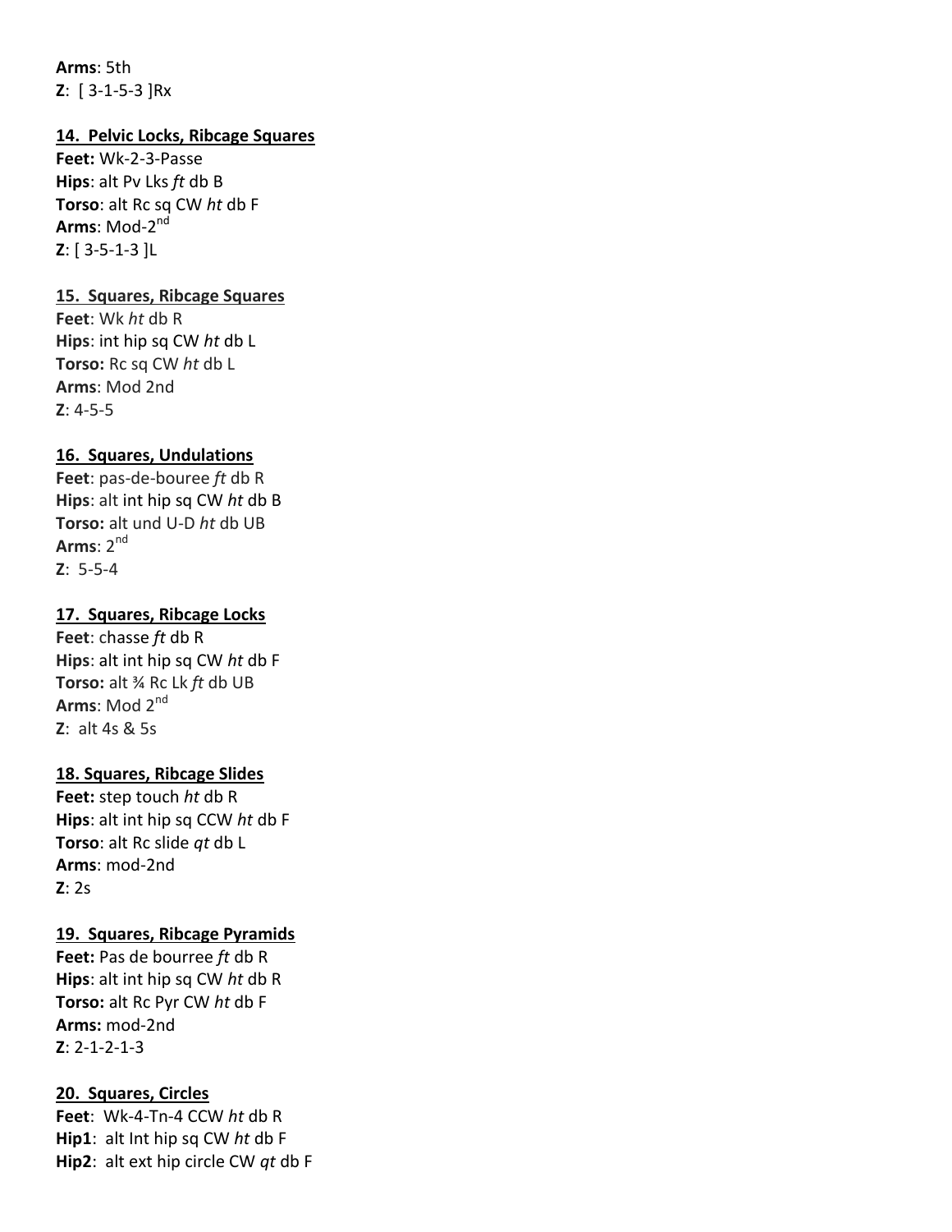**Arms**: 5th
**Z**: [ 3-1-5-3 ]Rx

**14. Pelvic Locks, Ribcage Squares**

**Feet:** Wk-2-3-Passe
**Hips**: alt Pv Lks *ft* db B
**Torso**: alt Rc sq CW *ht* db F
**Arms**: Mod-2nd
**Z**: [ 3-5-1-3 ]L

**15. Squares, Ribcage Squares**

**Feet**: Wk *ht* db R
**Hips**: int hip sq CW *ht* db L
**Torso:** Rc sq CW *ht* db L
**Arms**: Mod 2nd
**Z**: 4-5-5

**16. Squares, Undulations**

**Feet**: pas-de-bouree *ft* db R
**Hips**: alt int hip sq CW *ht* db B
**Torso:** alt und U-D *ht* db UB
**Arms**: 2nd
**Z**: 5-5-4

**17. Squares, Ribcage Locks**

**Feet**: chasse *ft* db R
**Hips**: alt int hip sq CW *ht* db F
**Torso:** alt ¾ Rc Lk *ft* db UB
**Arms**: Mod 2nd
**Z**: alt 4s & 5s

**18. Squares, Ribcage Slides**

**Feet:** step touch *ht* db R
**Hips**: alt int hip sq CCW *ht* db F
**Torso**: alt Rc slide *qt* db L
**Arms**: mod-2nd
**Z**: 2s

**19. Squares, Ribcage Pyramids**

**Feet:** Pas de bourree *ft* db R
**Hips**: alt int hip sq CW *ht* db R
**Torso:** alt Rc Pyr CW *ht* db F
**Arms:** mod-2nd
**Z**: 2-1-2-1-3

**20. Squares, Circles**

**Feet**: Wk-4-Tn-4 CCW *ht* db R
**Hip1**: alt Int hip sq CW *ht* db F
**Hip2**: alt ext hip circle CW *qt* db F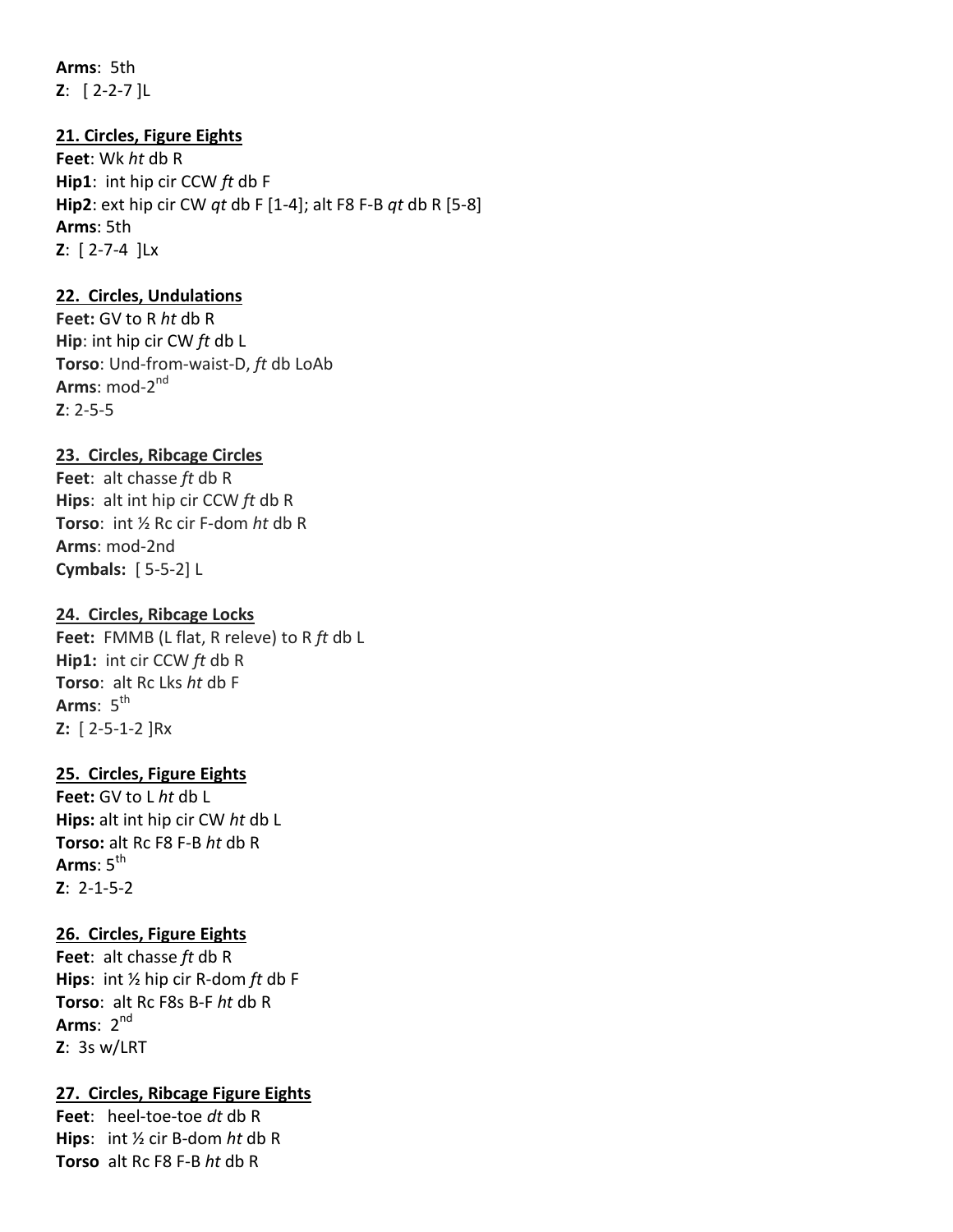**Arms**: 5th
**Z**: [ 2-2-7 ]L

**21. Circles, Figure Eights**

**Feet**: Wk *ht* db R
**Hip1**: int hip cir CCW *ft* db F
**Hip2**: ext hip cir CW *qt* db F [1-4]; alt F8 F-B *qt* db R [5-8]
**Arms**: 5th
**Z**: [ 2-7-4 ]Lx

**22. Circles, Undulations**

**Feet:** GV to R *ht* db R
**Hip**: int hip cir CW *ft* db L
**Torso**: Und-from-waist-D, *ft* db LoAb
**Arms**: mod-2nd
**Z**: 2-5-5

**23. Circles, Ribcage Circles**

**Feet**: alt chasse *ft* db R
**Hips**: alt int hip cir CCW *ft* db R
**Torso**: int ½ Rc cir F-dom *ht* db R
**Arms**: mod-2nd
**Cymbals:** [ 5-5-2] L

**24. Circles, Ribcage Locks**

**Feet:** FMMB (L flat, R releve) to R *ft* db L
**Hip1:** int cir CCW *ft* db R
**Torso**: alt Rc Lks *ht* db F
**Arms**: 5th
**Z:** [ 2-5-1-2 ]Rx

**25. Circles, Figure Eights**

**Feet:** GV to L *ht* db L
**Hips:** alt int hip cir CW *ht* db L
**Torso:** alt Rc F8 F-B *ht* db R
**Arms**: 5th
**Z**: 2-1-5-2

**26. Circles, Figure Eights**

**Feet**: alt chasse *ft* db R
**Hips**: int ½ hip cir R-dom *ft* db F
**Torso**: alt Rc F8s B-F *ht* db R
**Arms**: 2nd
**Z**: 3s w/LRT

**27. Circles, Ribcage Figure Eights**

**Feet**: heel-toe-toe *dt* db R
**Hips**: int ½ cir B-dom *ht* db R
**Torso** alt Rc F8 F-B *ht* db R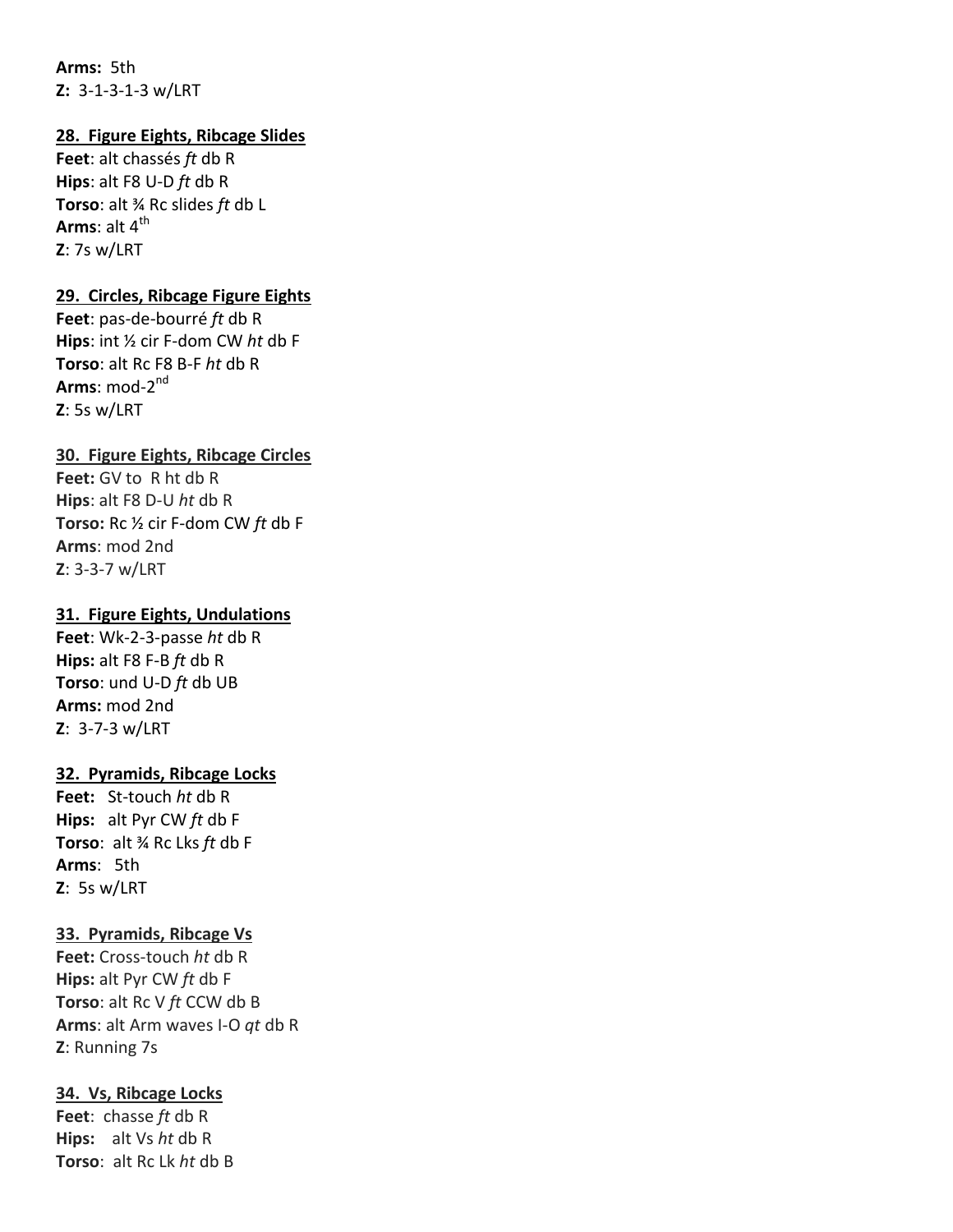**Arms:** 5th
**Z:** 3-1-3-1-3 w/LRT

**28. Figure Eights, Ribcage Slides**

**Feet**: alt chassés *ft* db R
**Hips**: alt F8 U-D *ft* db R
**Torso**: alt ¾ Rc slides *ft* db L
**Arms**: alt 4th
**Z**: 7s w/LRT

**29. Circles, Ribcage Figure Eights**

**Feet**: pas-de-bourré *ft* db R
**Hips**: int ½ cir F-dom CW *ht* db F
**Torso**: alt Rc F8 B-F *ht* db R
**Arms**: mod-2nd
**Z**: 5s w/LRT

**30. Figure Eights, Ribcage Circles**

**Feet:** GV to R ht db R
**Hips**: alt F8 D-U *ht* db R
**Torso:** Rc ½ cir F-dom CW *ft* db F
**Arms**: mod 2nd
**Z**: 3-3-7 w/LRT

**31. Figure Eights, Undulations**

**Feet**: Wk-2-3-passe *ht* db R
**Hips:** alt F8 F-B *ft* db R
**Torso**: und U-D *ft* db UB
**Arms:** mod 2nd
**Z**: 3-7-3 w/LRT

**32. Pyramids, Ribcage Locks**

**Feet:** St-touch *ht* db R
**Hips:** alt Pyr CW *ft* db F
**Torso**: alt ¾ Rc Lks *ft* db F
**Arms**: 5th
**Z**: 5s w/LRT

**33. Pyramids, Ribcage Vs**

**Feet:** Cross-touch *ht* db R
**Hips:** alt Pyr CW *ft* db F
**Torso**: alt Rc V *ft* CCW db B
**Arms**: alt Arm waves I-O *qt* db R
**Z**: Running 7s

**34. Vs, Ribcage Locks**

**Feet**: chasse *ft* db R
**Hips:** alt Vs *ht* db R
**Torso**: alt Rc Lk *ht* db B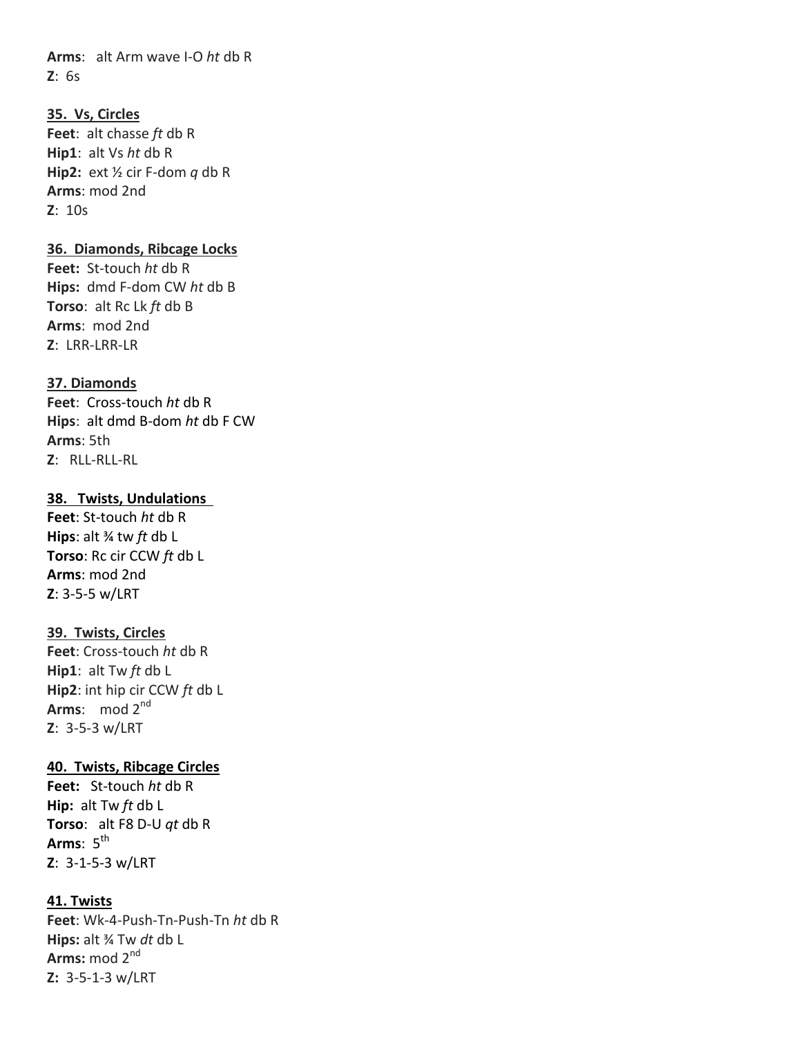**Arms**: alt Arm wave I-O *ht* db R
**Z**: 6s

**35. Vs, Circles**

**Feet**: alt chasse *ft* db R
**Hip1**: alt Vs *ht* db R
**Hip2:** ext ½ cir F-dom *q* db R
**Arms**: mod 2nd
**Z**: 10s

**36. Diamonds, Ribcage Locks**

**Feet:** St-touch *ht* db R
**Hips:** dmd F-dom CW *ht* db B
**Torso**: alt Rc Lk *ft* db B
**Arms**: mod 2nd
**Z**: LRR-LRR-LR

**37. Diamonds**

**Feet**: Cross-touch *ht* db R
**Hips**: alt dmd B-dom *ht* db F CW
**Arms**: 5th
**Z**: RLL-RLL-RL

**38. Twists, Undulations**

**Feet**: St-touch *ht* db R
**Hips**: alt ¾ tw *ft* db L
**Torso**: Rc cir CCW *ft* db L
**Arms**: mod 2nd
**Z**: 3-5-5 w/LRT

**39. Twists, Circles**

**Feet**: Cross-touch *ht* db R
**Hip1**: alt Tw *ft* db L
**Hip2**: int hip cir CCW *ft* db L
**Arms**: mod 2nd
**Z**: 3-5-3 w/LRT

**40. Twists, Ribcage Circles**

**Feet:** St-touch *ht* db R
**Hip:** alt Tw *ft* db L
**Torso**: alt F8 D-U *qt* db R
**Arms**: 5th
**Z**: 3-1-5-3 w/LRT

**41. Twists**

**Feet**: Wk-4-Push-Tn-Push-Tn *ht* db R
**Hips:** alt ¾ Tw *dt* db L
**Arms:** mod 2nd
**Z:** 3-5-1-3 w/LRT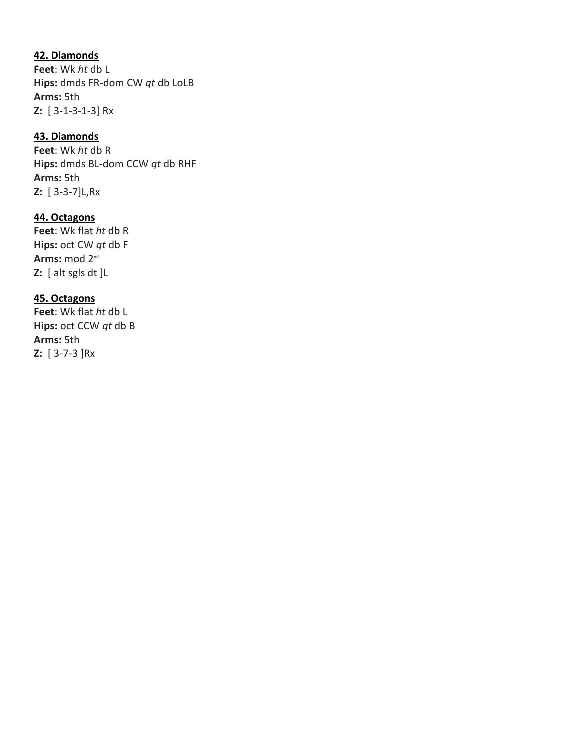**42. Diamonds**

**Feet**: Wk *ht* db L
**Hips:** dmds FR-dom CW *qt* db LoLB
**Arms:** 5th
**Z:** [ 3-1-3-1-3] Rx

**43. Diamonds**

**Feet**: Wk *ht* db R
**Hips:** dmds BL-dom CCW *qt* db RHF
**Arms:** 5th
**Z:** [ 3-3-7]L,Rx

**44. Octagons**

**Feet**: Wk flat *ht* db R
**Hips:** oct CW *qt* db F
**Arms:** mod 2nd
**Z:** [ alt sgls dt ]L

**45. Octagons**

**Feet**: Wk flat *ht* db L
**Hips:** oct CCW *qt* db B
**Arms:** 5th
**Z:** [ 3-7-3 ]Rx